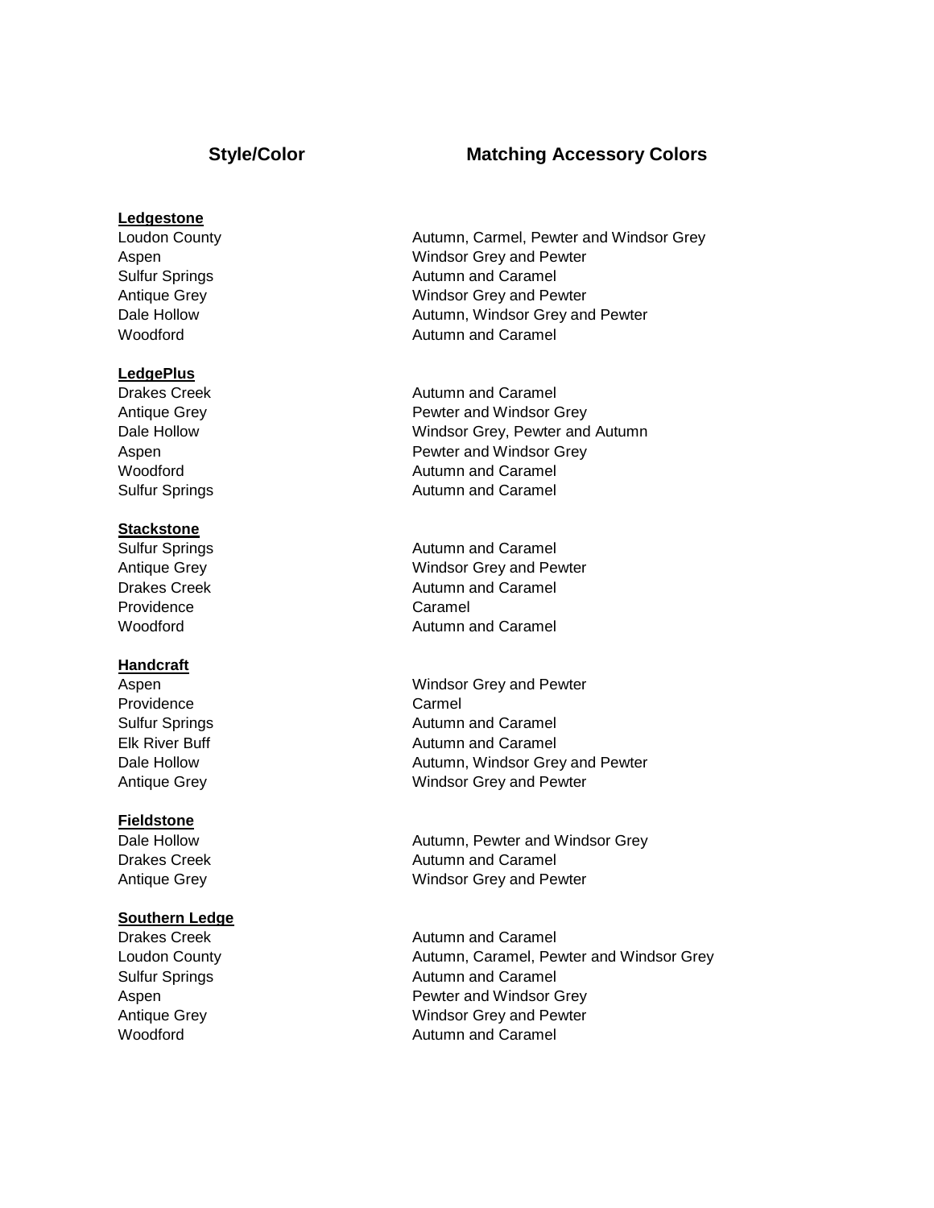| Style/Color | Matching Accessory Colors |
| --- | --- |
| **Ledgestone** | |
| Loudon County | Autumn, Carmel, Pewter and Windsor Grey |
| Aspen | Windsor Grey and Pewter |
| Sulfur Springs | Autumn and Caramel |
| Antique Grey | Windsor Grey and Pewter |
| Dale Hollow | Autumn, Windsor Grey and Pewter |
| Woodford | Autumn and Caramel |
| **LedgePlus** | |
| Drakes Creek | Autumn and Caramel |
| Antique Grey | Pewter and Windsor Grey |
| Dale Hollow | Windsor Grey, Pewter and Autumn |
| Aspen | Pewter and Windsor Grey |
| Woodford | Autumn and Caramel |
| Sulfur Springs | Autumn and Caramel |
| **Stackstone** | |
| Sulfur Springs | Autumn and Caramel |
| Antique Grey | Windsor Grey and Pewter |
| Drakes Creek | Autumn and Caramel |
| Providence | Caramel |
| Woodford | Autumn and Caramel |
| **Handcraft** | |
| Aspen | Windsor Grey and Pewter |
| Providence | Carmel |
| Sulfur Springs | Autumn and Caramel |
| Elk River Buff | Autumn and Caramel |
| Dale Hollow | Autumn, Windsor Grey and Pewter |
| Antique Grey | Windsor Grey and Pewter |
| **Fieldstone** | |
| Dale Hollow | Autumn, Pewter and Windsor Grey |
| Drakes Creek | Autumn and Caramel |
| Antique Grey | Windsor Grey and Pewter |
| **Southern Ledge** | |
| Drakes Creek | Autumn and Caramel |
| Loudon County | Autumn, Caramel, Pewter and Windsor Grey |
| Sulfur Springs | Autumn and Caramel |
| Aspen | Pewter and Windsor Grey |
| Antique Grey | Windsor Grey and Pewter |
| Woodford | Autumn and Caramel |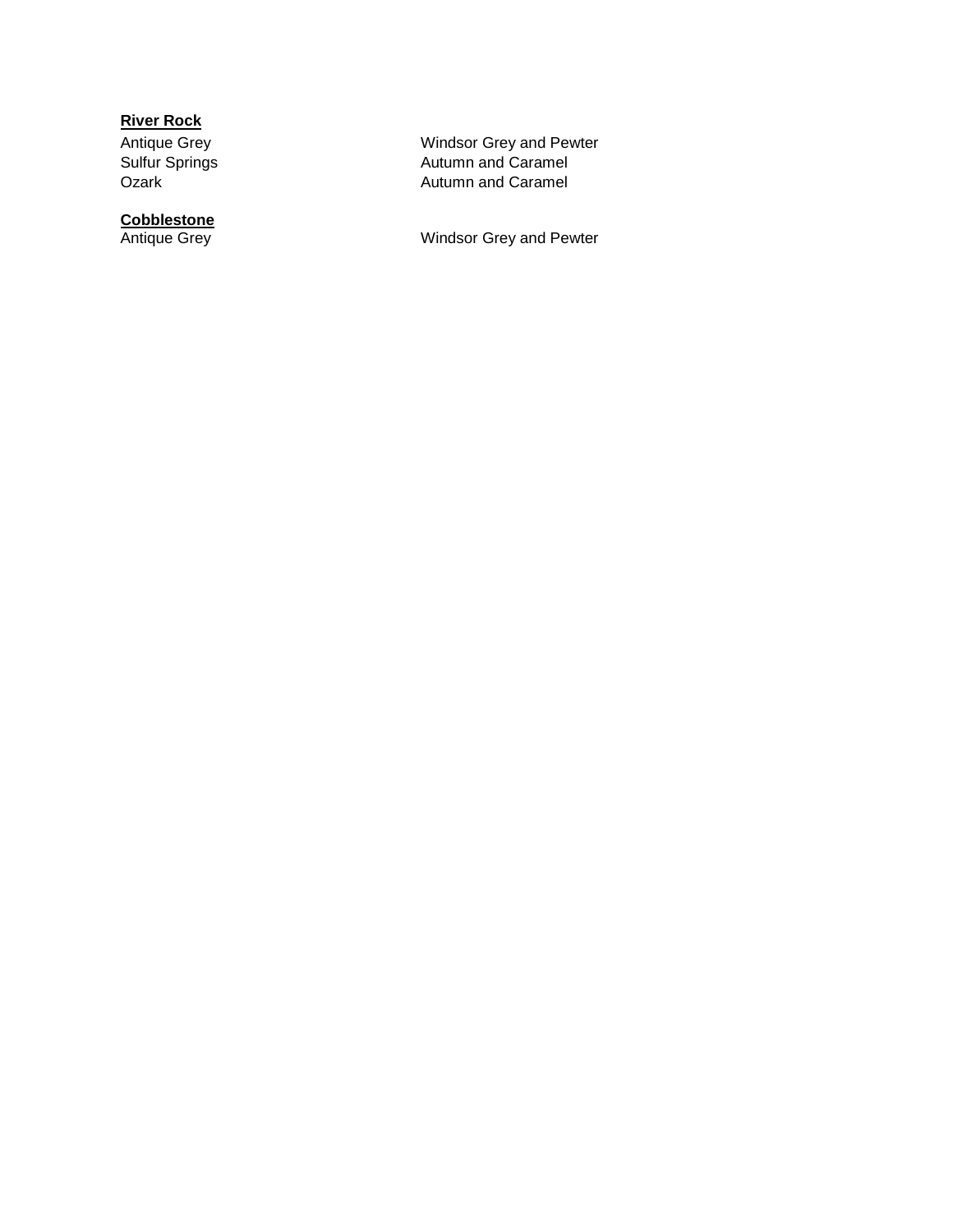**<u>River Rock</u>**

| | |
|---|---|
| Antique Grey | Windsor Grey and Pewter |
| Sulfur Springs | Autumn and Caramel |
| Ozark | Autumn and Caramel |

**<u>Cobblestone</u>**

| | |
|---|---|
| Antique Grey | Windsor Grey and Pewter |